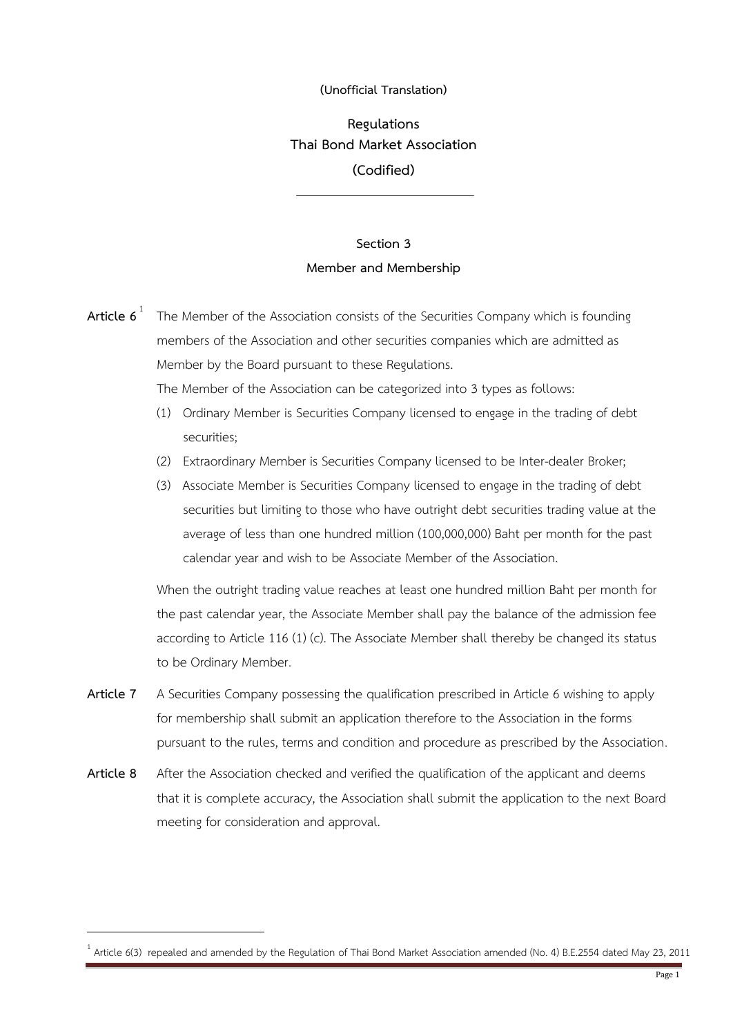(Unofficial Translation)

# Regulations
# Thai Bond Market Association
# (Codified)

---

## Section 3
## Member and Membership

**Article 6** [1] The Member of the Association consists of the Securities Company which is founding members of the Association and other securities companies which are admitted as Member by the Board pursuant to these Regulations.

The Member of the Association can be categorized into 3 types as follows:

(1) Ordinary Member is Securities Company licensed to engage in the trading of debt securities;

(2) Extraordinary Member is Securities Company licensed to be Inter-dealer Broker;

(3) Associate Member is Securities Company licensed to engage in the trading of debt securities but limiting to those who have outright debt securities trading value at the average of less than one hundred million (100,000,000) Baht per month for the past calendar year and wish to be Associate Member of the Association.

When the outright trading value reaches at least one hundred million Baht per month for the past calendar year, the Associate Member shall pay the balance of the admission fee according to Article 116 (1) (c). The Associate Member shall thereby be changed its status to be Ordinary Member.

**Article 7** A Securities Company possessing the qualification prescribed in Article 6 wishing to apply for membership shall submit an application therefore to the Association in the forms pursuant to the rules, terms and condition and procedure as prescribed by the Association.

**Article 8** After the Association checked and verified the qualification of the applicant and deems that it is complete accuracy, the Association shall submit the application to the next Board meeting for consideration and approval.

---

[1] Article 6(3) repealed and amended by the Regulation of Thai Bond Market Association amended (No. 4) B.E.2554 dated May 23, 2011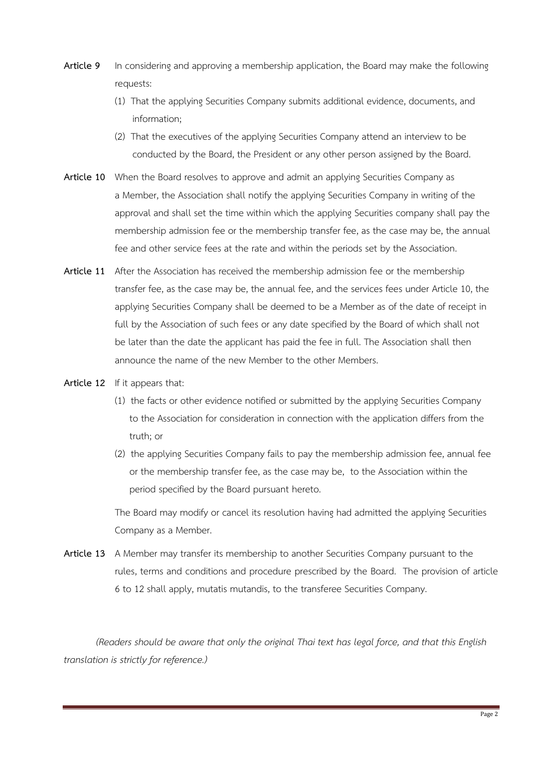**Article 9** In considering and approving a membership application, the Board may make the following requests:

(1) That the applying Securities Company submits additional evidence, documents, and information;

(2) That the executives of the applying Securities Company attend an interview to be conducted by the Board, the President or any other person assigned by the Board.

**Article 10** When the Board resolves to approve and admit an applying Securities Company as a Member, the Association shall notify the applying Securities Company in writing of the approval and shall set the time within which the applying Securities company shall pay the membership admission fee or the membership transfer fee, as the case may be, the annual fee and other service fees at the rate and within the periods set by the Association.

**Article 11** After the Association has received the membership admission fee or the membership transfer fee, as the case may be, the annual fee, and the services fees under Article 10, the applying Securities Company shall be deemed to be a Member as of the date of receipt in full by the Association of such fees or any date specified by the Board of which shall not be later than the date the applicant has paid the fee in full. The Association shall then announce the name of the new Member to the other Members.

**Article 12** If it appears that:

(1) the facts or other evidence notified or submitted by the applying Securities Company to the Association for consideration in connection with the application differs from the truth; or

(2) the applying Securities Company fails to pay the membership admission fee, annual fee or the membership transfer fee, as the case may be, to the Association within the period specified by the Board pursuant hereto.

The Board may modify or cancel its resolution having had admitted the applying Securities Company as a Member.

**Article 13** A Member may transfer its membership to another Securities Company pursuant to the rules, terms and conditions and procedure prescribed by the Board. The provision of article 6 to 12 shall apply, mutatis mutandis, to the transferee Securities Company.

*(Readers should be aware that only the original Thai text has legal force, and that this English translation is strictly for reference.)*